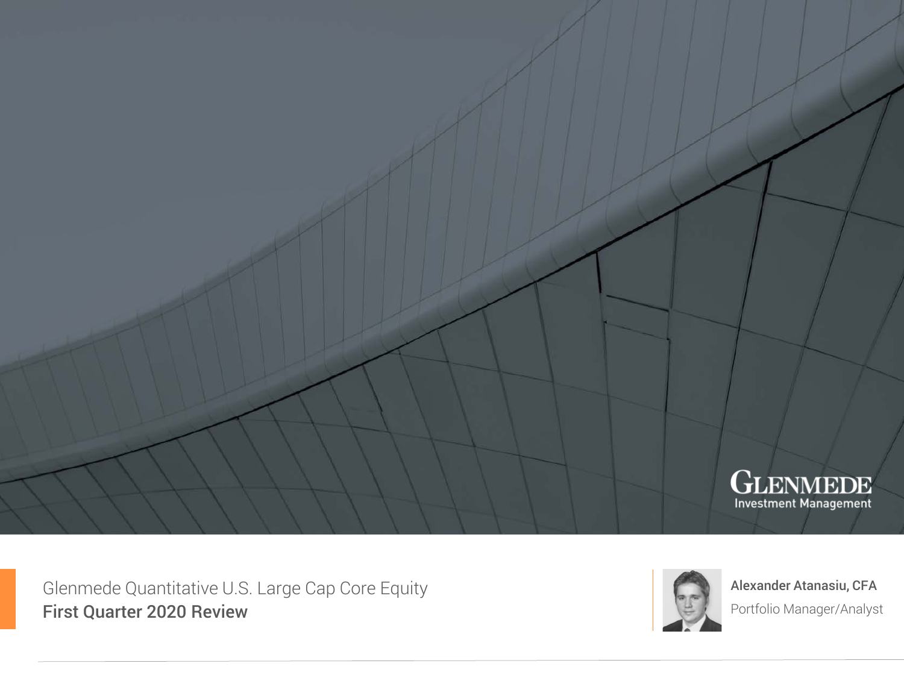GLENMEDE
Investment Management

# Glenmede Quantitative U.S. Large Cap Core Equity
## First Quarter 2020 Review

**Alexander Atanasiu, CFA**
Portfolio Manager/Analyst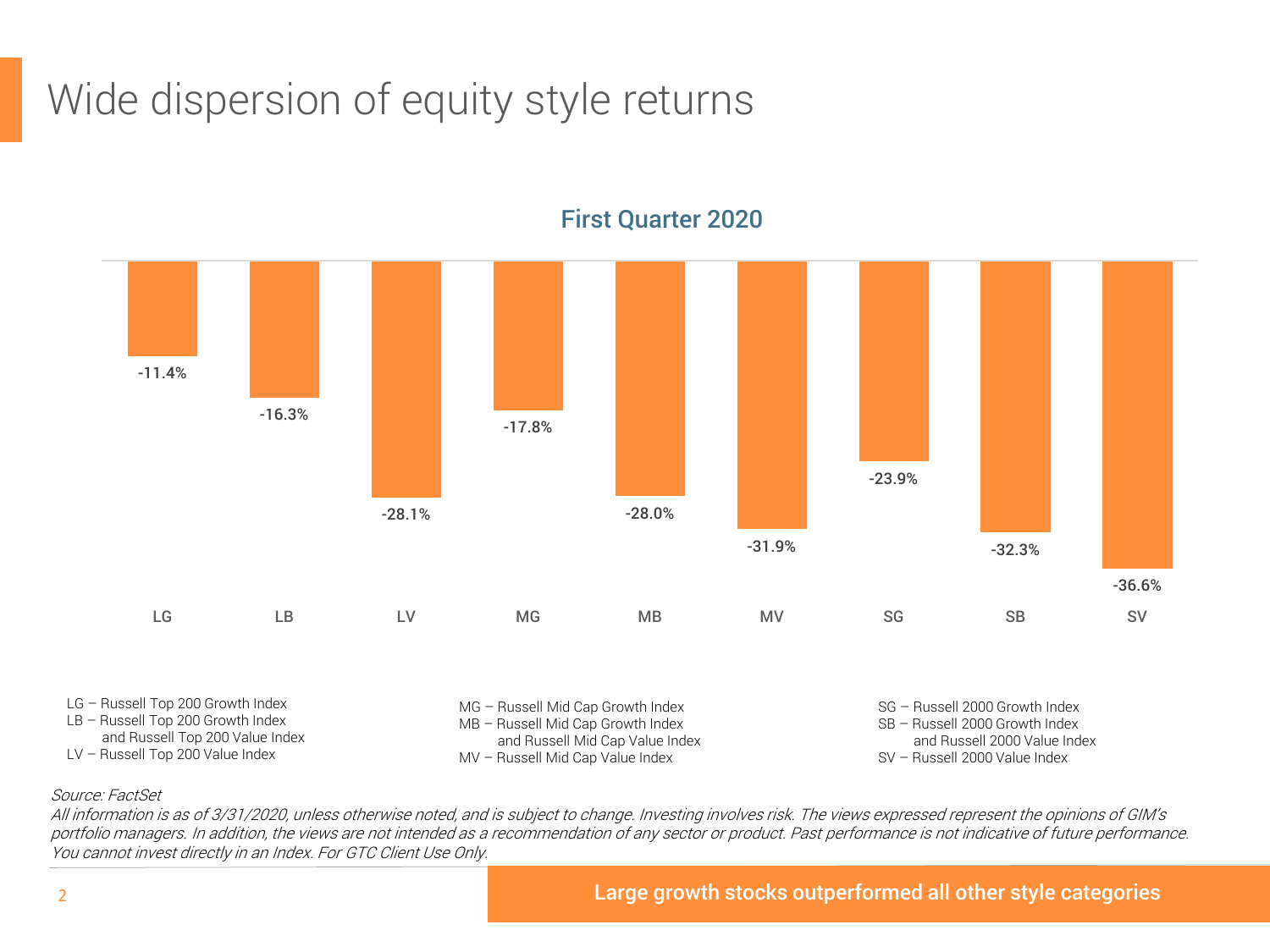# Wide dispersion of equity style returns

**First Quarter 2020**

| LG | LB | LV | MG | MB | MV | SG | SB | SV |
|---|---|---|---|---|---|---|---|---|
| -11.4% | -16.3% | -28.1% | -17.8% | -28.0% | -31.9% | -23.9% | -32.3% | -36.6% |

LG – Russell Top 200 Growth Index
LB – Russell Top 200 Growth Index and Russell Top 200 Value Index
LV – Russell Top 200 Value Index

MG – Russell Mid Cap Growth Index
MB – Russell Mid Cap Growth Index and Russell Mid Cap Value Index
MV – Russell Mid Cap Value Index

SG – Russell 2000 Growth Index
SB – Russell 2000 Growth Index and Russell 2000 Value Index
SV – Russell 2000 Value Index

*Source: FactSet*

*All information is as of 3/31/2020, unless otherwise noted, and is subject to change. Investing involves risk. The views expressed represent the opinions of GIM's portfolio managers. In addition, the views are not intended as a recommendation of any sector or product. Past performance is not indicative of future performance. You cannot invest directly in an Index. For GTC Client Use Only.*

**Large growth stocks outperformed all other style categories**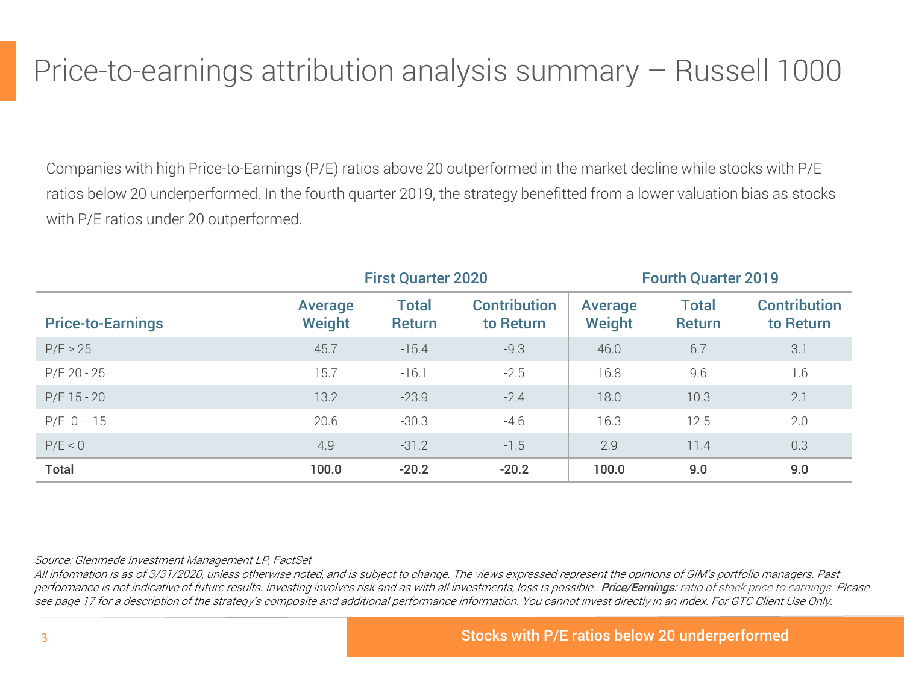# Price-to-earnings attribution analysis summary – Russell 1000

Companies with high Price-to-Earnings (P/E) ratios above 20 outperformed in the market decline while stocks with P/E ratios below 20 underperformed. In the fourth quarter 2019, the strategy benefitted from a lower valuation bias as stocks with P/E ratios under 20 outperformed.

| | First Quarter 2020 | | | Fourth Quarter 2019 | | |
|---|---|---|---|---|---|---|
| **Price-to-Earnings** | **Average Weight** | **Total Return** | **Contribution to Return** | **Average Weight** | **Total Return** | **Contribution to Return** |
| P/E > 25 | 45.7 | -15.4 | -9.3 | 46.0 | 6.7 | 3.1 |
| P/E 20 - 25 | 15.7 | -16.1 | -2.5 | 16.8 | 9.6 | 1.6 |
| P/E 15 - 20 | 13.2 | -23.9 | -2.4 | 18.0 | 10.3 | 2.1 |
| P/E 0 – 15 | 20.6 | -30.3 | -4.6 | 16.3 | 12.5 | 2.0 |
| P/E < 0 | 4.9 | -31.2 | -1.5 | 2.9 | 11.4 | 0.3 |
| **Total** | **100.0** | **-20.2** | **-20.2** | **100.0** | **9.0** | **9.0** |

*Source: Glenmede Investment Management LP, FactSet*

*All information is as of 3/31/2020, unless otherwise noted, and is subject to change. The views expressed represent the opinions of GIM's portfolio managers. Past performance is not indicative of future results. Investing involves risk and as with all investments, loss is possible..* ***Price/Earnings:*** *ratio of stock price to earnings. Please see page 17 for a description of the strategy's composite and additional performance information. You cannot invest directly in an index. For GTC Client Use Only.*

**Stocks with P/E ratios below 20 underperformed**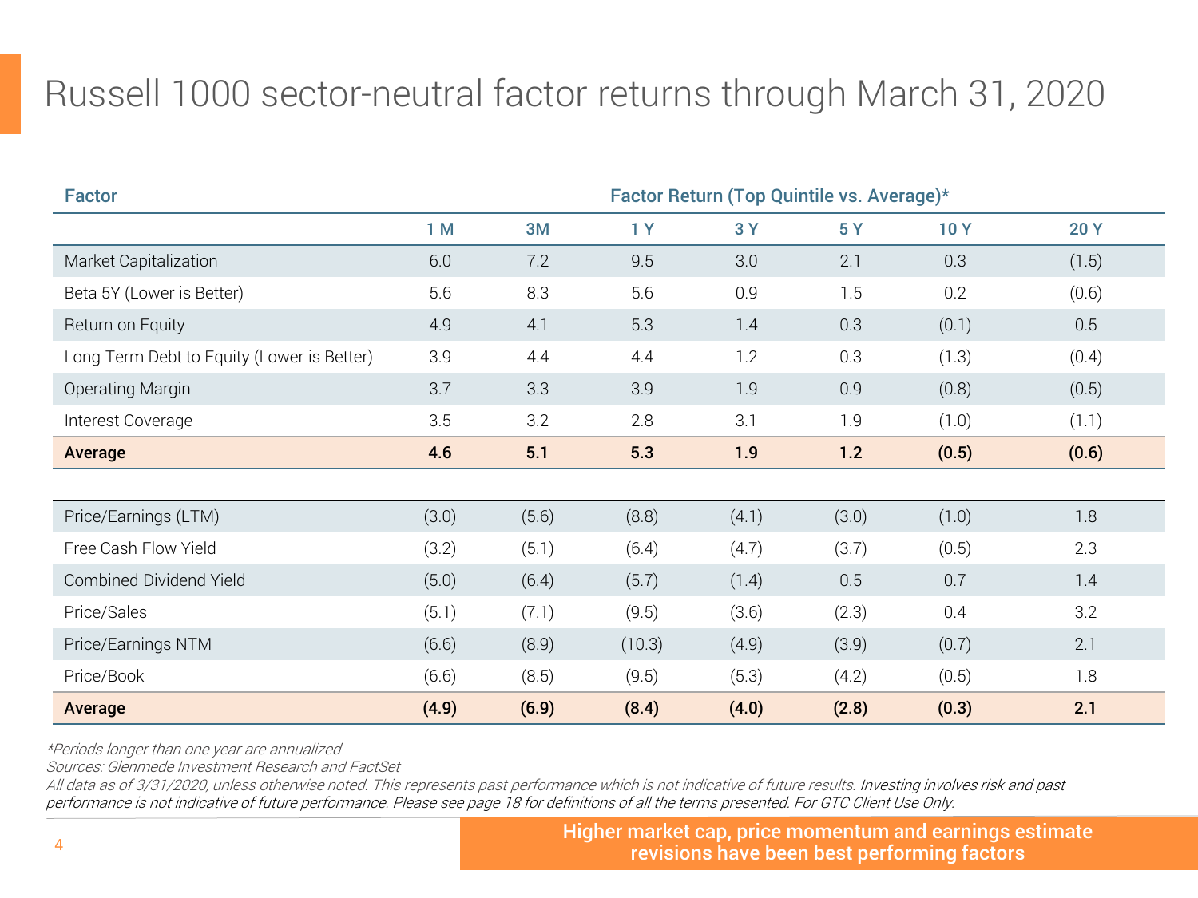# Russell 1000 sector-neutral factor returns through March 31, 2020

| Factor | Factor Return (Top Quintile vs. Average)* | | | | | | |
|---|---|---|---|---|---|---|---|
| | 1 M | 3M | 1 Y | 3 Y | 5 Y | 10 Y | 20 Y |
| Market Capitalization | 6.0 | 7.2 | 9.5 | 3.0 | 2.1 | 0.3 | (1.5) |
| Beta 5Y (Lower is Better) | 5.6 | 8.3 | 5.6 | 0.9 | 1.5 | 0.2 | (0.6) |
| Return on Equity | 4.9 | 4.1 | 5.3 | 1.4 | 0.3 | (0.1) | 0.5 |
| Long Term Debt to Equity (Lower is Better) | 3.9 | 4.4 | 4.4 | 1.2 | 0.3 | (1.3) | (0.4) |
| Operating Margin | 3.7 | 3.3 | 3.9 | 1.9 | 0.9 | (0.8) | (0.5) |
| Interest Coverage | 3.5 | 3.2 | 2.8 | 3.1 | 1.9 | (1.0) | (1.1) |
| **Average** | **4.6** | **5.1** | **5.3** | **1.9** | **1.2** | **(0.5)** | **(0.6)** |
| | | | | | | | |
| Price/Earnings (LTM) | (3.0) | (5.6) | (8.8) | (4.1) | (3.0) | (1.0) | 1.8 |
| Free Cash Flow Yield | (3.2) | (5.1) | (6.4) | (4.7) | (3.7) | (0.5) | 2.3 |
| Combined Dividend Yield | (5.0) | (6.4) | (5.7) | (1.4) | 0.5 | 0.7 | 1.4 |
| Price/Sales | (5.1) | (7.1) | (9.5) | (3.6) | (2.3) | 0.4 | 3.2 |
| Price/Earnings NTM | (6.6) | (8.9) | (10.3) | (4.9) | (3.9) | (0.7) | 2.1 |
| Price/Book | (6.6) | (8.5) | (9.5) | (5.3) | (4.2) | (0.5) | 1.8 |
| **Average** | **(4.9)** | **(6.9)** | **(8.4)** | **(4.0)** | **(2.8)** | **(0.3)** | **2.1** |

*\*Periods longer than one year are annualized*

*Sources: Glenmede Investment Research and FactSet*

*All data as of 3/31/2020, unless otherwise noted. This represents past performance which is not indicative of future results. Investing involves risk and past performance is not indicative of future performance. Please see page 18 for definitions of all the terms presented. For GTC Client Use Only.*

**Higher market cap, price momentum and earnings estimate revisions have been best performing factors**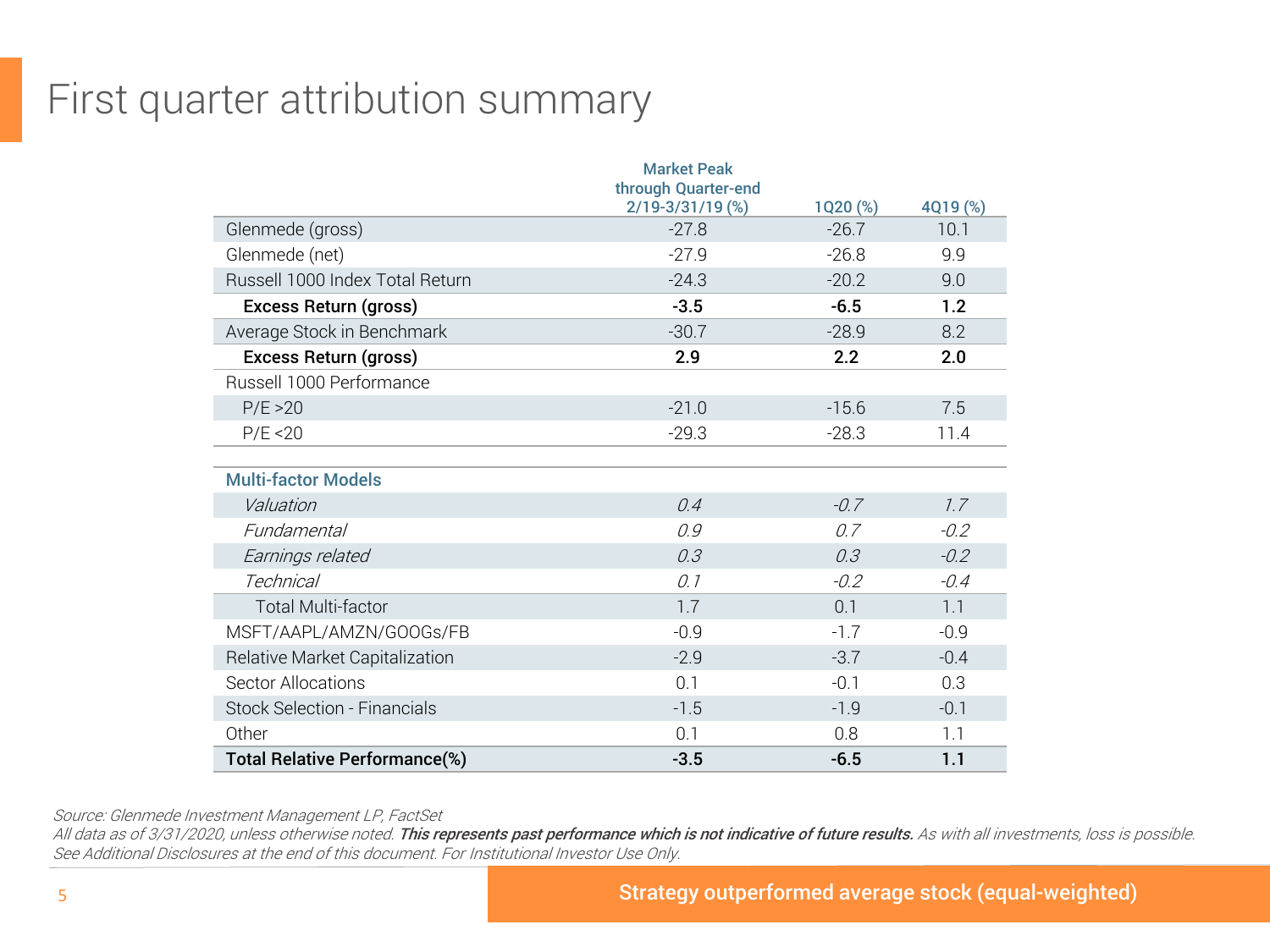# First quarter attribution summary

| | Market Peak through Quarter-end 2/19-3/31/19 (%) | 1Q20 (%) | 4Q19 (%) |
|---|---|---|---|
| Glenmede (gross) | -27.8 | -26.7 | 10.1 |
| Glenmede (net) | -27.9 | -26.8 | 9.9 |
| Russell 1000 Index Total Return | -24.3 | -20.2 | 9.0 |
| **Excess Return (gross)** | **-3.5** | **-6.5** | **1.2** |
| Average Stock in Benchmark | -30.7 | -28.9 | 8.2 |
| **Excess Return (gross)** | **2.9** | **2.2** | **2.0** |
| Russell 1000 Performance | | | |
| P/E >20 | -21.0 | -15.6 | 7.5 |
| P/E <20 | -29.3 | -28.3 | 11.4 |
| **Multi-factor Models** | | | |
| *Valuation* | *0.4* | *-0.7* | *1.7* |
| *Fundamental* | *0.9* | *0.7* | *-0.2* |
| *Earnings related* | *0.3* | *0.3* | *-0.2* |
| *Technical* | *0.1* | *-0.2* | *-0.4* |
| Total Multi-factor | 1.7 | 0.1 | 1.1 |
| MSFT/AAPL/AMZN/GOOGs/FB | -0.9 | -1.7 | -0.9 |
| Relative Market Capitalization | -2.9 | -3.7 | -0.4 |
| Sector Allocations | 0.1 | -0.1 | 0.3 |
| Stock Selection - Financials | -1.5 | -1.9 | -0.1 |
| Other | 0.1 | 0.8 | 1.1 |
| **Total Relative Performance(%)** | **-3.5** | **-6.5** | **1.1** |

*Source: Glenmede Investment Management LP, FactSet*

*All data as of 3/31/2020, unless otherwise noted.* ***This represents past performance which is not indicative of future results.*** *As with all investments, loss is possible. See Additional Disclosures at the end of this document. For Institutional Investor Use Only.*

**Strategy outperformed average stock (equal-weighted)**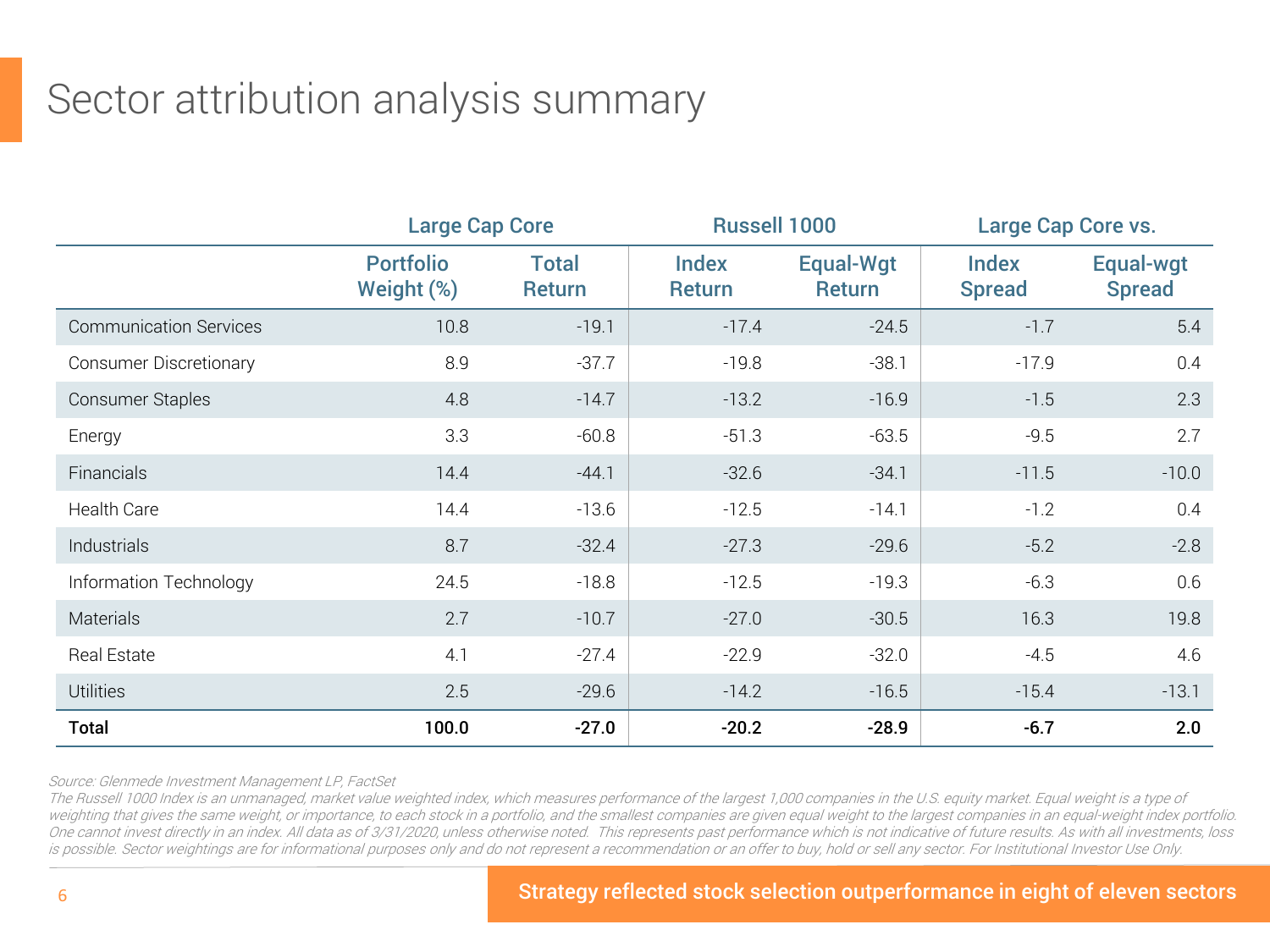# Sector attribution analysis summary

| | Large Cap Core | | Russell 1000 | | Large Cap Core vs. | |
|---|---|---|---|---|---|---|
| | Portfolio Weight (%) | Total Return | Index Return | Equal-Wgt Return | Index Spread | Equal-wgt Spread |
| Communication Services | 10.8 | -19.1 | -17.4 | -24.5 | -1.7 | 5.4 |
| Consumer Discretionary | 8.9 | -37.7 | -19.8 | -38.1 | -17.9 | 0.4 |
| Consumer Staples | 4.8 | -14.7 | -13.2 | -16.9 | -1.5 | 2.3 |
| Energy | 3.3 | -60.8 | -51.3 | -63.5 | -9.5 | 2.7 |
| Financials | 14.4 | -44.1 | -32.6 | -34.1 | -11.5 | -10.0 |
| Health Care | 14.4 | -13.6 | -12.5 | -14.1 | -1.2 | 0.4 |
| Industrials | 8.7 | -32.4 | -27.3 | -29.6 | -5.2 | -2.8 |
| Information Technology | 24.5 | -18.8 | -12.5 | -19.3 | -6.3 | 0.6 |
| Materials | 2.7 | -10.7 | -27.0 | -30.5 | 16.3 | 19.8 |
| Real Estate | 4.1 | -27.4 | -22.9 | -32.0 | -4.5 | 4.6 |
| Utilities | 2.5 | -29.6 | -14.2 | -16.5 | -15.4 | -13.1 |
| **Total** | **100.0** | **-27.0** | **-20.2** | **-28.9** | **-6.7** | **2.0** |

*Source: Glenmede Investment Management LP, FactSet*

*The Russell 1000 Index is an unmanaged, market value weighted index, which measures performance of the largest 1,000 companies in the U.S. equity market. Equal weight is a type of weighting that gives the same weight, or importance, to each stock in a portfolio, and the smallest companies are given equal weight to the largest companies in an equal-weight index portfolio. One cannot invest directly in an index. All data as of 3/31/2020, unless otherwise noted. This represents past performance which is not indicative of future results. As with all investments, loss is possible. Sector weightings are for informational purposes only and do not represent a recommendation or an offer to buy, hold or sell any sector. For Institutional Investor Use Only.*

**Strategy reflected stock selection outperformance in eight of eleven sectors**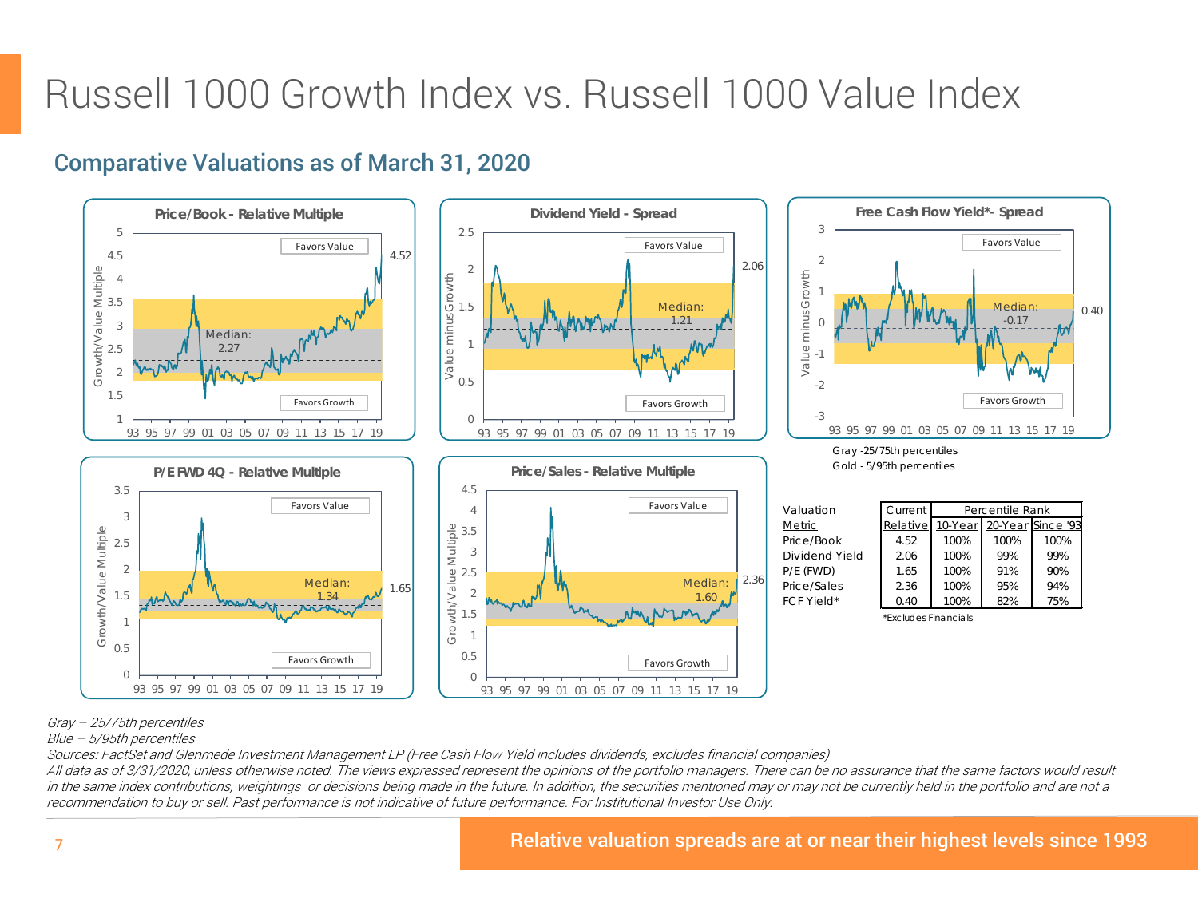# Russell 1000 Growth Index vs. Russell 1000 Value Index

## Comparative Valuations as of March 31, 2020

Gray -25/75th percentiles
Gold - 5/95th percentiles

| Valuation Metric | Current Relative | Percentile Rank 10-Year | 20-Year | Since '93 |
|---|---|---|---|---|
| Price/Book | 4.52 | 100% | 100% | 100% |
| Dividend Yield | 2.06 | 100% | 99% | 99% |
| P/E (FWD) | 1.65 | 100% | 91% | 90% |
| Price/Sales | 2.36 | 100% | 95% | 94% |
| FCF Yield* | 0.40 | 100% | 82% | 75% |

*Excludes Financials

*Gray – 25/75th percentiles*
*Blue – 5/95th percentiles*
*Sources: FactSet and Glenmede Investment Management LP (Free Cash Flow Yield includes dividends, excludes financial companies)*
*All data as of 3/31/2020, unless otherwise noted. The views expressed represent the opinions of the portfolio managers. There can be no assurance that the same factors would result in the same index contributions, weightings or decisions being made in the future. In addition, the securities mentioned may or may not be currently held in the portfolio and are not a recommendation to buy or sell. Past performance is not indicative of future performance. For Institutional Investor Use Only.*

**Relative valuation spreads are at or near their highest levels since 1993**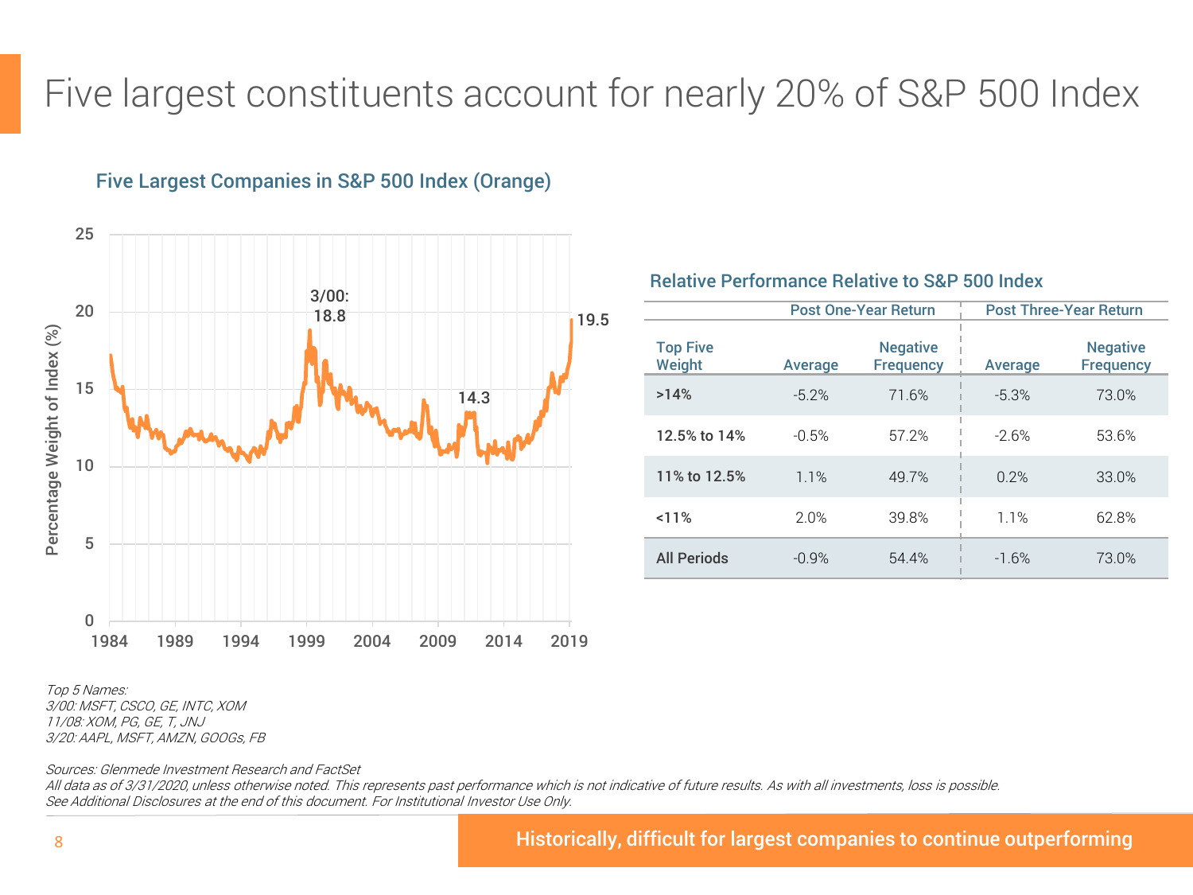# Five largest constituents account for nearly 20% of S&P 500 Index

### Five Largest Companies in S&P 500 Index (Orange)

Percentage Weight of Index (%)

3/00: 18.8

14.3

19.5

### Relative Performance Relative to S&P 500 Index

| | Post One-Year Return | | Post Three-Year Return | |
|---|---|---|---|---|
| Top Five Weight | Average | Negative Frequency | Average | Negative Frequency |
| >14% | -5.2% | 71.6% | -5.3% | 73.0% |
| 12.5% to 14% | -0.5% | 57.2% | -2.6% | 53.6% |
| 11% to 12.5% | 1.1% | 49.7% | 0.2% | 33.0% |
| <11% | 2.0% | 39.8% | 1.1% | 62.8% |
| All Periods | -0.9% | 54.4% | -1.6% | 73.0% |

*Top 5 Names:*
*3/00: MSFT, CSCO, GE, INTC, XOM*
*11/08: XOM, PG, GE, T, JNJ*
*3/20: AAPL, MSFT, AMZN, GOOGs, FB*

*Sources: Glenmede Investment Research and FactSet*
*All data as of 3/31/2020, unless otherwise noted. This represents past performance which is not indicative of future results. As with all investments, loss is possible.*
*See Additional Disclosures at the end of this document. For Institutional Investor Use Only.*

**Historically, difficult for largest companies to continue outperforming**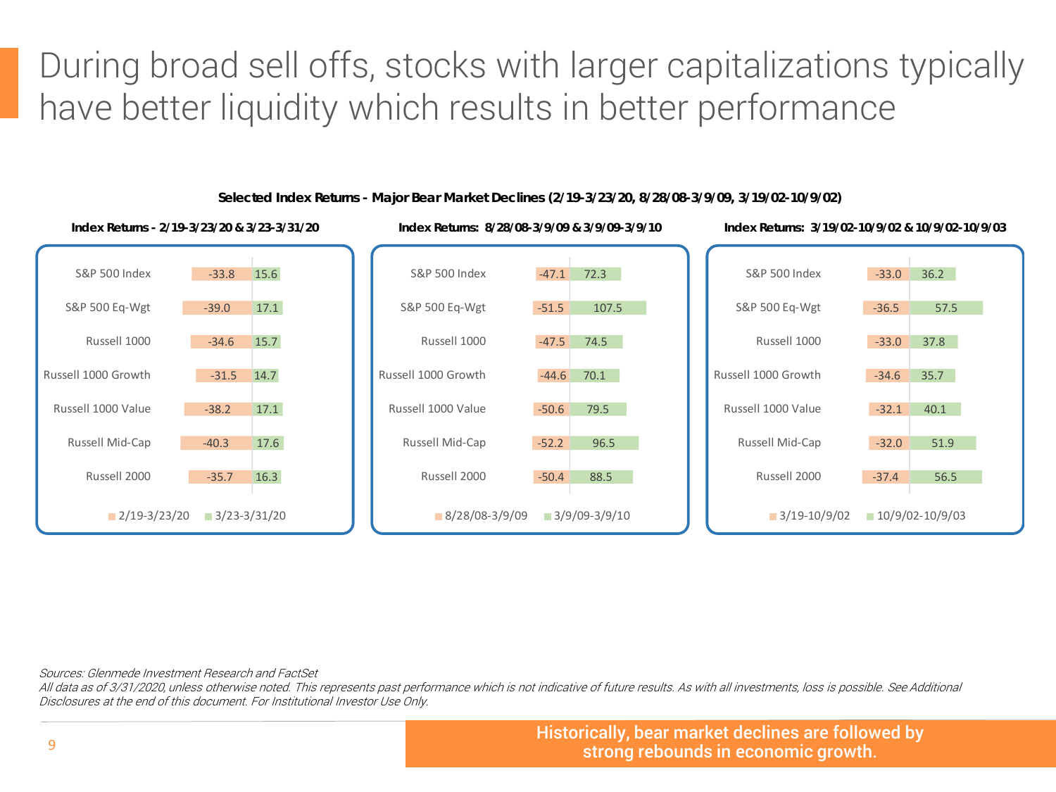# During broad sell offs, stocks with larger capitalizations typically have better liquidity which results in better performance

**Selected Index Returns - Major Bear Market Declines (2/19-3/23/20, 8/28/08-3/9/09, 3/19/02-10/9/02)**

**Index Returns - 2/19-3/23/20 & 3/23-3/31/20**

| Index | 2/19-3/23/20 | 3/23-3/31/20 |
|---|---|---|
| S&P 500 Index | -33.8 | 15.6 |
| S&P 500 Eq-Wgt | -39.0 | 17.1 |
| Russell 1000 | -34.6 | 15.7 |
| Russell 1000 Growth | -31.5 | 14.7 |
| Russell 1000 Value | -38.2 | 17.1 |
| Russell Mid-Cap | -40.3 | 17.6 |
| Russell 2000 | -35.7 | 16.3 |

**Index Returns: 8/28/08-3/9/09 & 3/9/09-3/9/10**

| Index | 8/28/08-3/9/09 | 3/9/09-3/9/10 |
|---|---|---|
| S&P 500 Index | -47.1 | 72.3 |
| S&P 500 Eq-Wgt | -51.5 | 107.5 |
| Russell 1000 | -47.5 | 74.5 |
| Russell 1000 Growth | -44.6 | 70.1 |
| Russell 1000 Value | -50.6 | 79.5 |
| Russell Mid-Cap | -52.2 | 96.5 |
| Russell 2000 | -50.4 | 88.5 |

**Index Returns: 3/19/02-10/9/02 & 10/9/02-10/9/03**

| Index | 3/19-10/9/02 | 10/9/02-10/9/03 |
|---|---|---|
| S&P 500 Index | -33.0 | 36.2 |
| S&P 500 Eq-Wgt | -36.5 | 57.5 |
| Russell 1000 | -33.0 | 37.8 |
| Russell 1000 Growth | -34.6 | 35.7 |
| Russell 1000 Value | -32.1 | 40.1 |
| Russell Mid-Cap | -32.0 | 51.9 |
| Russell 2000 | -37.4 | 56.5 |

*Sources: Glenmede Investment Research and FactSet*
*All data as of 3/31/2020, unless otherwise noted. This represents past performance which is not indicative of future results. As with all investments, loss is possible. See Additional Disclosures at the end of this document. For Institutional Investor Use Only.*

**Historically, bear market declines are followed by strong rebounds in economic growth.**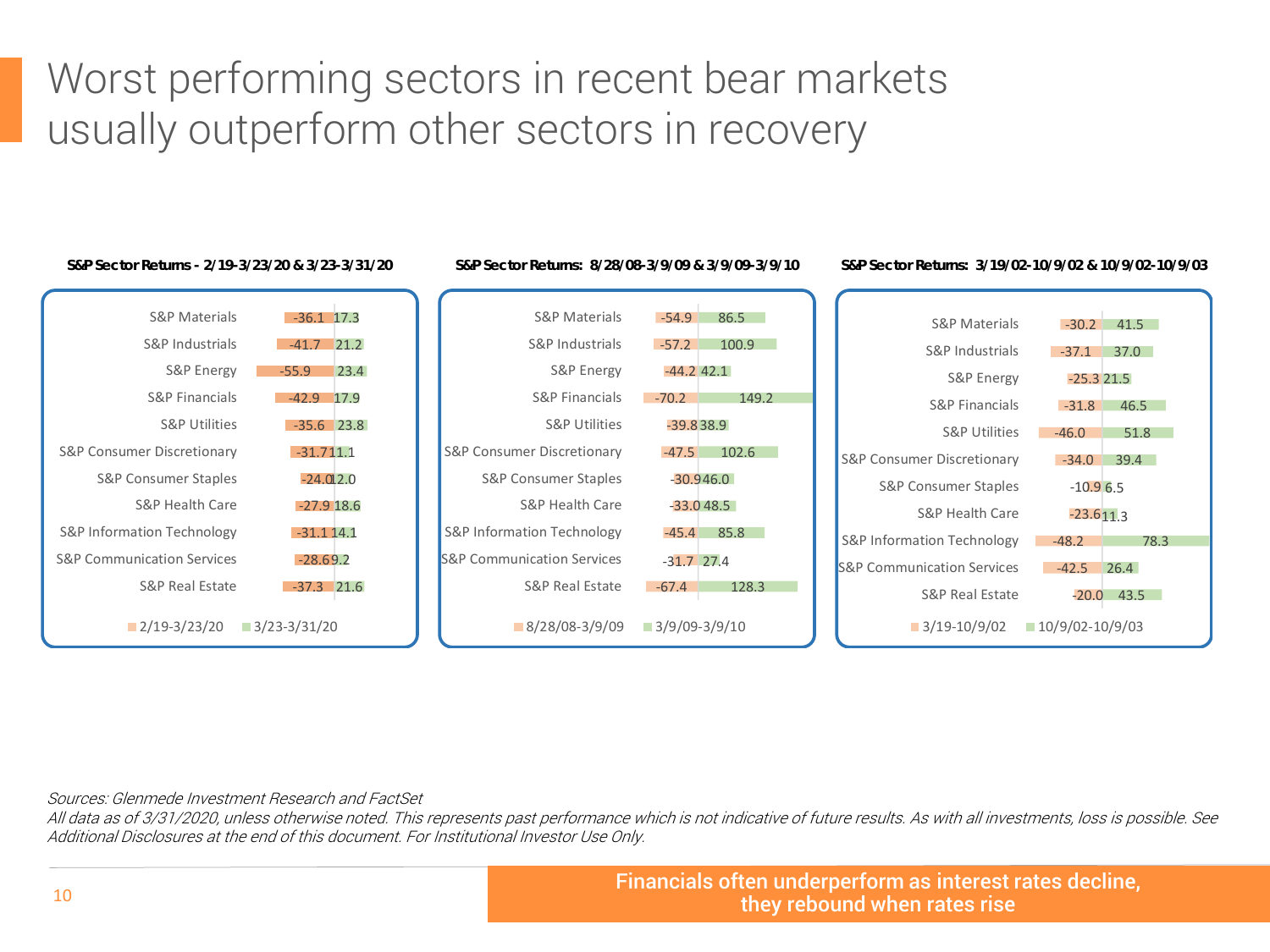# Worst performing sectors in recent bear markets usually outperform other sectors in recovery

**S&P Sector Returns - 2/19-3/23/20 & 3/23-3/31/20**

| Sector | 2/19-3/23/20 | 3/23-3/31/20 |
|---|---|---|
| S&P Materials | -36.1 | 17.3 |
| S&P Industrials | -41.7 | 21.2 |
| S&P Energy | -55.9 | 23.4 |
| S&P Financials | -42.9 | 17.9 |
| S&P Utilities | -35.6 | 23.8 |
| S&P Consumer Discretionary | -31.7 | 11.1 |
| S&P Consumer Staples | -24.0 | 12.0 |
| S&P Health Care | -27.9 | 18.6 |
| S&P Information Technology | -31.1 | 14.1 |
| S&P Communication Services | -28.6 | 9.2 |
| S&P Real Estate | -37.3 | 21.6 |

**S&P Sector Returns: 8/28/08-3/9/09 & 3/9/09-3/9/10**

| Sector | 8/28/08-3/9/09 | 3/9/09-3/9/10 |
|---|---|---|
| S&P Materials | -54.9 | 86.5 |
| S&P Industrials | -57.2 | 100.9 |
| S&P Energy | -44.2 | 42.1 |
| S&P Financials | -70.2 | 149.2 |
| S&P Utilities | -39.8 | 38.9 |
| S&P Consumer Discretionary | -47.5 | 102.6 |
| S&P Consumer Staples | -30.9 | 46.0 |
| S&P Health Care | -33.0 | 48.5 |
| S&P Information Technology | -45.4 | 85.8 |
| S&P Communication Services | -31.7 | 27.4 |
| S&P Real Estate | -67.4 | 128.3 |

**S&P Sector Returns: 3/19/02-10/9/02 & 10/9/02-10/9/03**

| Sector | 3/19-10/9/02 | 10/9/02-10/9/03 |
|---|---|---|
| S&P Materials | -30.2 | 41.5 |
| S&P Industrials | -37.1 | 37.0 |
| S&P Energy | -25.3 | 21.5 |
| S&P Financials | -31.8 | 46.5 |
| S&P Utilities | -46.0 | 51.8 |
| S&P Consumer Discretionary | -34.0 | 39.4 |
| S&P Consumer Staples | -10.9 | 6.5 |
| S&P Health Care | -23.6 | 11.3 |
| S&P Information Technology | -48.2 | 78.3 |
| S&P Communication Services | -42.5 | 26.4 |
| S&P Real Estate | -20.0 | 43.5 |

*Sources: Glenmede Investment Research and FactSet*

*All data as of 3/31/2020, unless otherwise noted. This represents past performance which is not indicative of future results. As with all investments, loss is possible. See Additional Disclosures at the end of this document. For Institutional Investor Use Only.*

Financials often underperform as interest rates decline, they rebound when rates rise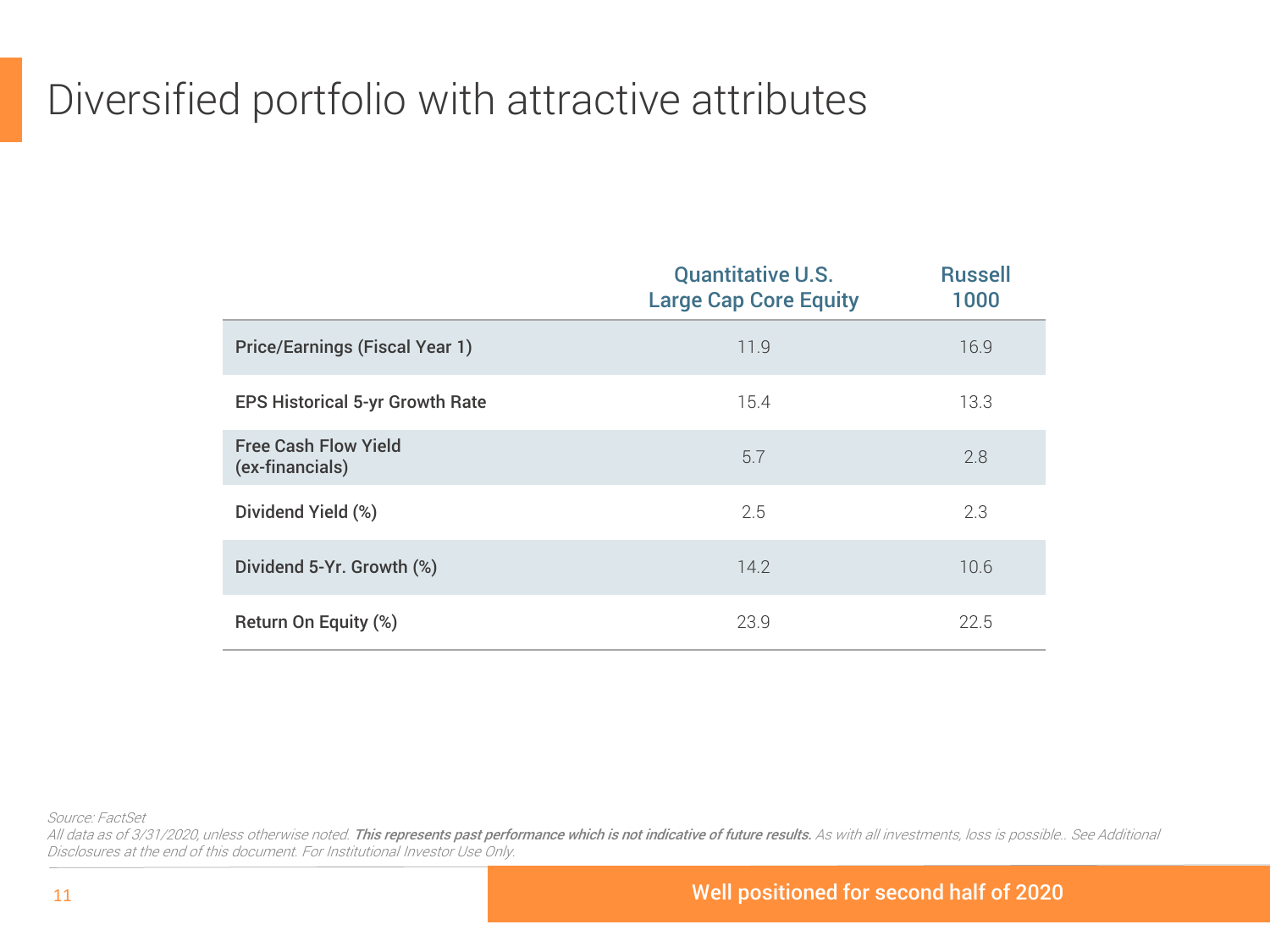# Diversified portfolio with attractive attributes

| | Quantitative U.S. Large Cap Core Equity | Russell 1000 |
|---|---|---|
| Price/Earnings (Fiscal Year 1) | 11.9 | 16.9 |
| EPS Historical 5-yr Growth Rate | 15.4 | 13.3 |
| Free Cash Flow Yield (ex-financials) | 5.7 | 2.8 |
| Dividend Yield (%) | 2.5 | 2.3 |
| Dividend 5-Yr. Growth (%) | 14.2 | 10.6 |
| Return On Equity (%) | 23.9 | 22.5 |

*Source: FactSet*

*All data as of 3/31/2020, unless otherwise noted.* ***This represents past performance which is not indicative of future results.*** *As with all investments, loss is possible.. See Additional Disclosures at the end of this document. For Institutional Investor Use Only.*

**Well positioned for second half of 2020**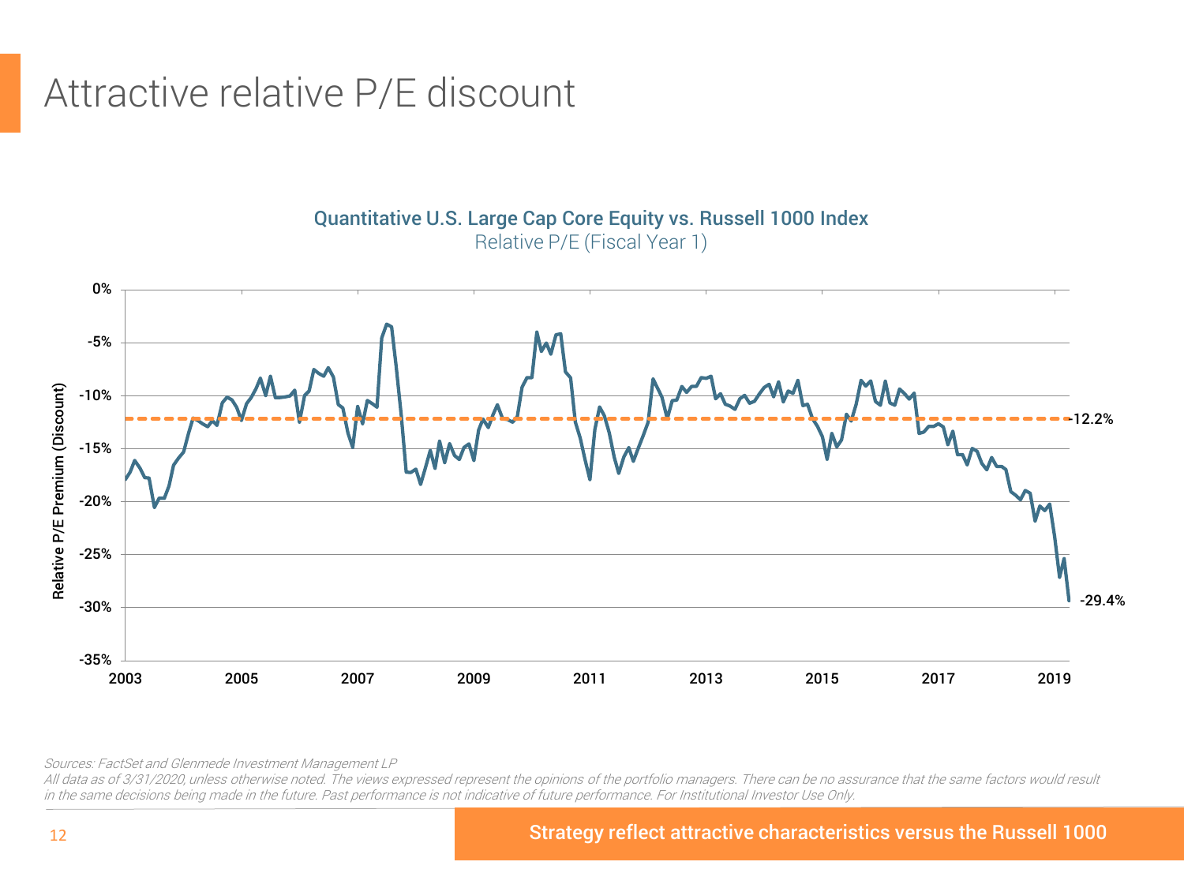# Attractive relative P/E discount

**Quantitative U.S. Large Cap Core Equity vs. Russell 1000 Index**

Relative P/E (Fiscal Year 1)

Relative P/E Premium (Discount)

0%
-5%
-10%
-15%
-20%
-25%
-30%
-35%

2003 2005 2007 2009 2011 2013 2015 2017 2019

-12.2%

-29.4%

*Sources: FactSet and Glenmede Investment Management LP*

*All data as of 3/31/2020, unless otherwise noted. The views expressed represent the opinions of the portfolio managers. There can be no assurance that the same factors would result in the same decisions being made in the future. Past performance is not indicative of future performance. For Institutional Investor Use Only.*

**Strategy reflect attractive characteristics versus the Russell 1000**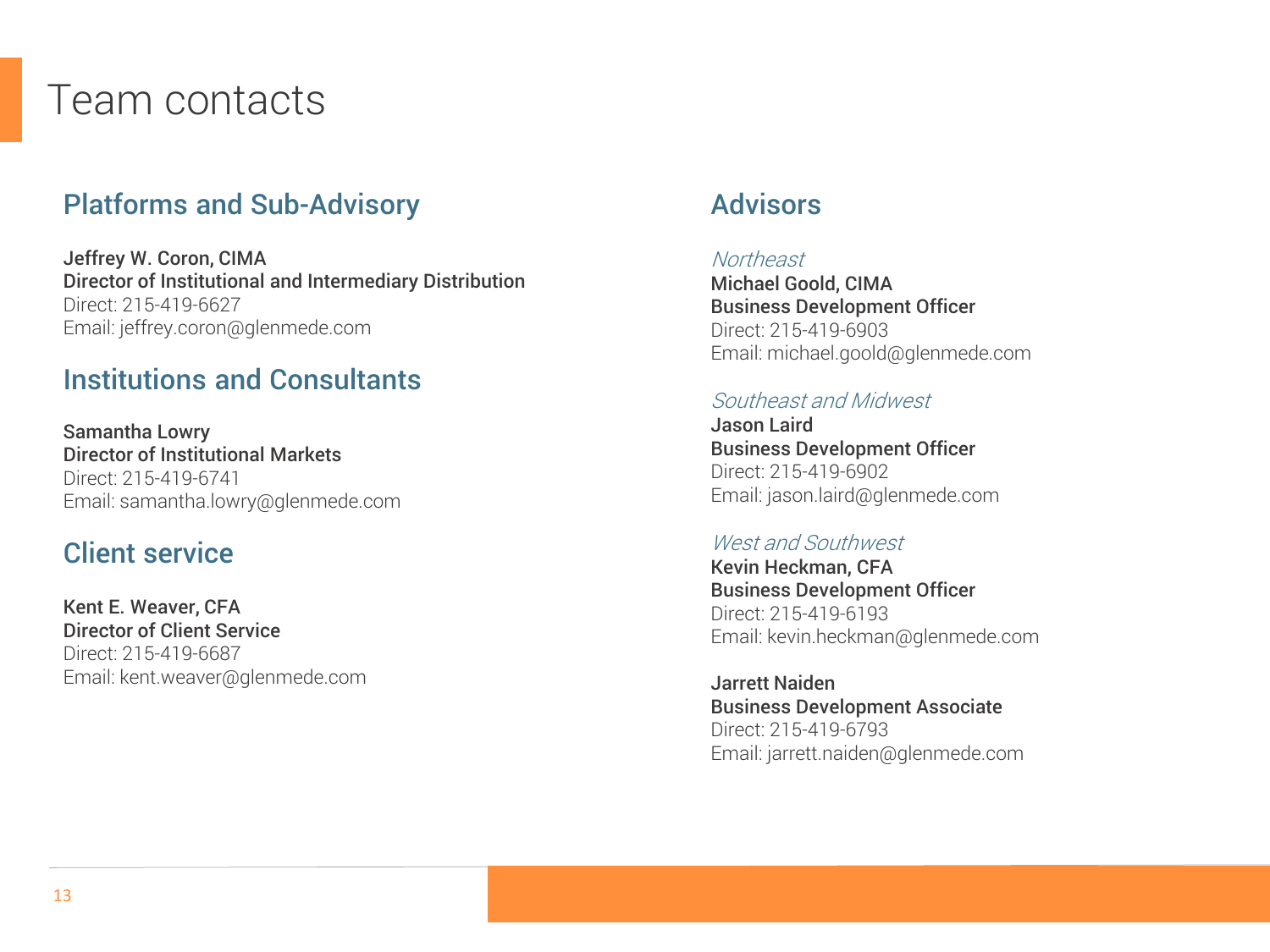# Team contacts

## Platforms and Sub-Advisory

**Jeffrey W. Coron, CIMA**
**Director of Institutional and Intermediary Distribution**
Direct: 215-419-6627
Email: jeffrey.coron@glenmede.com

## Institutions and Consultants

**Samantha Lowry**
**Director of Institutional Markets**
Direct: 215-419-6741
Email: samantha.lowry@glenmede.com

## Client service

**Kent E. Weaver, CFA**
**Director of Client Service**
Direct: 215-419-6687
Email: kent.weaver@glenmede.com

## Advisors

*Northeast*
**Michael Goold, CIMA**
**Business Development Officer**
Direct: 215-419-6903
Email: michael.goold@glenmede.com

*Southeast and Midwest*
**Jason Laird**
**Business Development Officer**
Direct: 215-419-6902
Email: jason.laird@glenmede.com

*West and Southwest*
**Kevin Heckman, CFA**
**Business Development Officer**
Direct: 215-419-6193
Email: kevin.heckman@glenmede.com

**Jarrett Naiden**
**Business Development Associate**
Direct: 215-419-6793
Email: jarrett.naiden@glenmede.com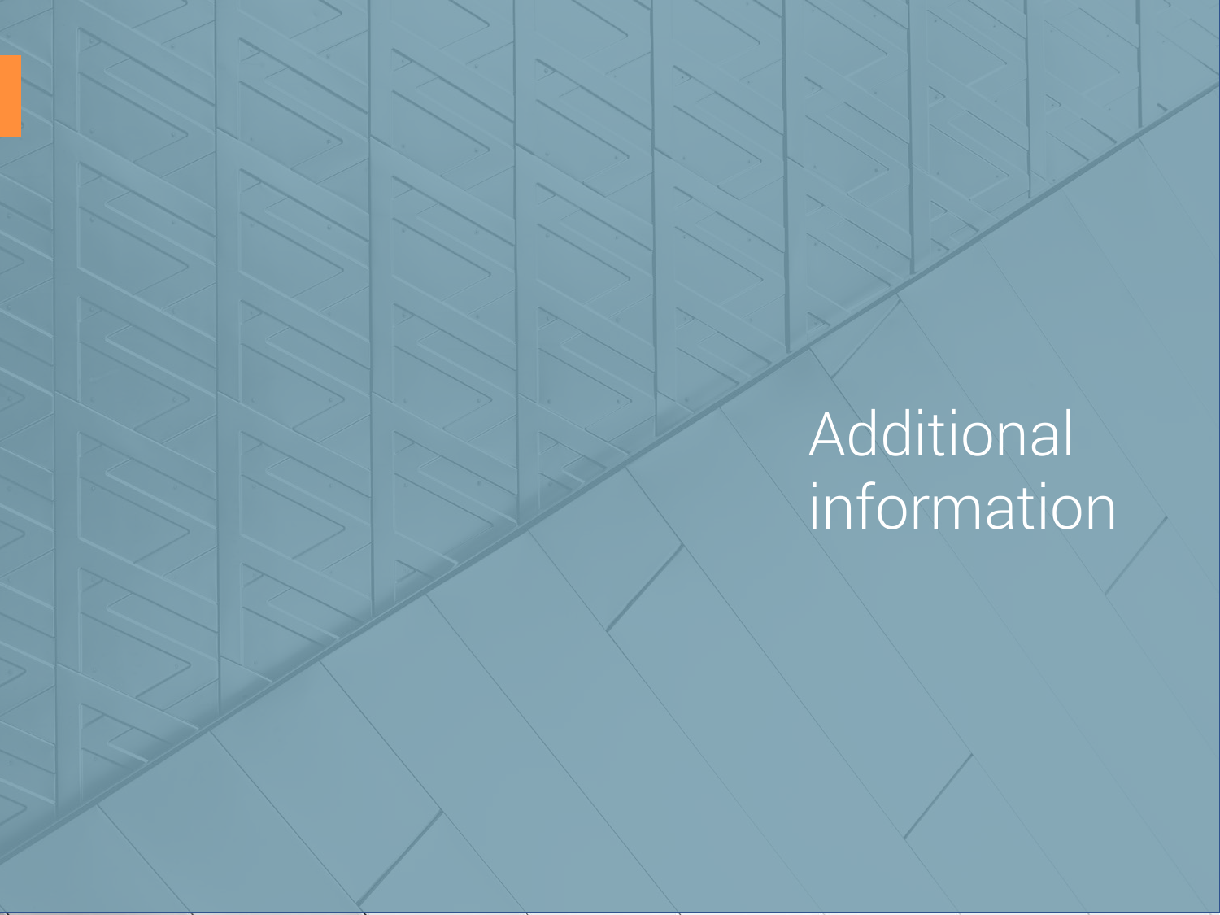# Additional information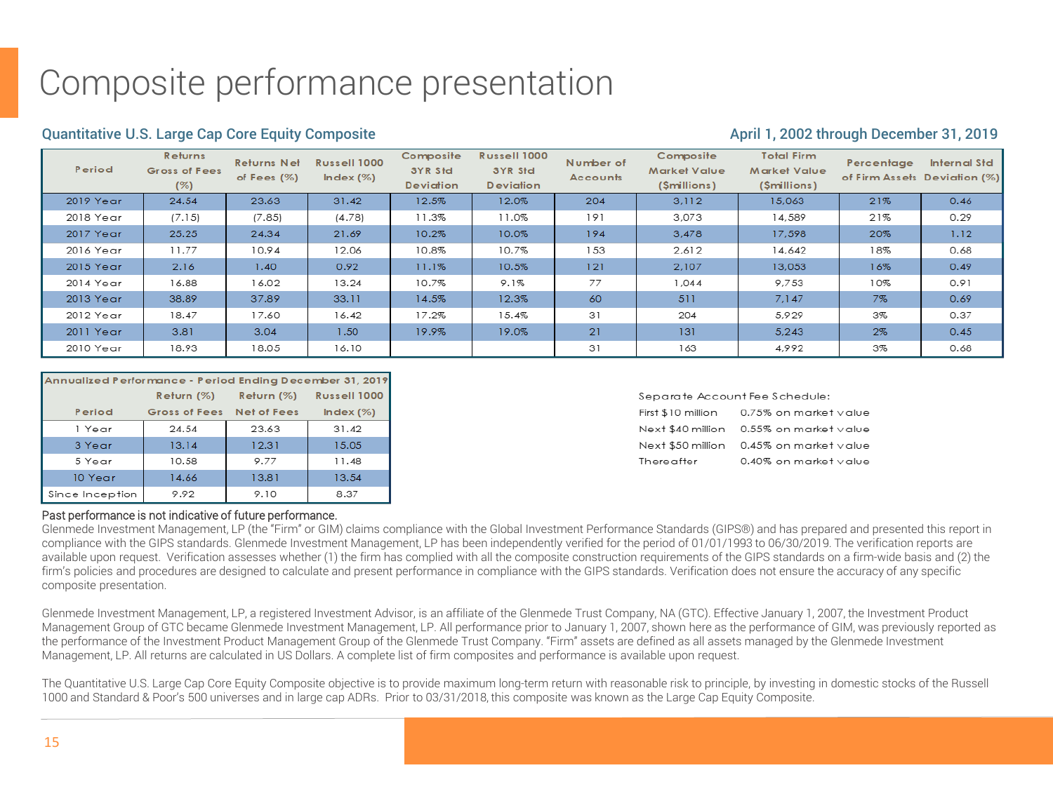# Composite performance presentation

## Quantitative U.S. Large Cap Core Equity Composite

April 1, 2002 through December 31, 2019

| Period | Returns Gross of Fees (%) | Returns Net of Fees (%) | Russell 1000 Index (%) | Composite 3YR Std Deviation | Russell 1000 3YR Std Deviation | Number of Accounts | Composite Market Value ($millions) | Total Firm Market Value ($millions) | Percentage of Firm Assets | Internal Std Deviation (%) |
|---|---|---|---|---|---|---|---|---|---|---|
| 2019 Year | 24.54 | 23.63 | 31.42 | 12.5% | 12.0% | 204 | 3,112 | 15,063 | 21% | 0.46 |
| 2018 Year | (7.15) | (7.85) | (4.78) | 11.3% | 11.0% | 191 | 3,073 | 14,589 | 21% | 0.29 |
| 2017 Year | 25.25 | 24.34 | 21.69 | 10.2% | 10.0% | 194 | 3,478 | 17,598 | 20% | 1.12 |
| 2016 Year | 11.77 | 10.94 | 12.06 | 10.8% | 10.7% | 153 | 2,612 | 14,642 | 18% | 0.68 |
| 2015 Year | 2.16 | 1.40 | 0.92 | 11.1% | 10.5% | 121 | 2,107 | 13,053 | 16% | 0.49 |
| 2014 Year | 16.88 | 16.02 | 13.24 | 10.7% | 9.1% | 77 | 1,044 | 9,753 | 10% | 0.91 |
| 2013 Year | 38.89 | 37.89 | 33.11 | 14.5% | 12.3% | 60 | 511 | 7,147 | 7% | 0.69 |
| 2012 Year | 18.47 | 17.60 | 16.42 | 17.2% | 15.4% | 31 | 204 | 5,929 | 3% | 0.37 |
| 2011 Year | 3.81 | 3.04 | 1.50 | 19.9% | 19.0% | 21 | 131 | 5,243 | 2% | 0.45 |
| 2010 Year | 18.93 | 18.05 | 16.10 | | | 31 | 163 | 4,992 | 3% | 0.68 |

| Annualized Performance - Period Ending December 31, 2019 | | | |
|---|---|---|---|
| Period | Return (%) Gross of Fees | Return (%) Net of Fees | Russell 1000 Index (%) |
| 1 Year | 24.54 | 23.63 | 31.42 |
| 3 Year | 13.14 | 12.31 | 15.05 |
| 5 Year | 10.58 | 9.77 | 11.48 |
| 10 Year | 14.66 | 13.81 | 13.54 |
| Since Inception | 9.92 | 9.10 | 8.37 |

Separate Account Fee Schedule:

| | |
|---|---|
| First $10 million | 0.75% on market value |
| Next $40 million | 0.55% on market value |
| Next $50 million | 0.45% on market value |
| Thereafter | 0.40% on market value |

Past performance is not indicative of future performance.

Glenmede Investment Management, LP (the "Firm" or GIM) claims compliance with the Global Investment Performance Standards (GIPS®) and has prepared and presented this report in compliance with the GIPS standards. Glenmede Investment Management, LP has been independently verified for the period of 01/01/1993 to 06/30/2019. The verification reports are available upon request. Verification assesses whether (1) the firm has complied with all the composite construction requirements of the GIPS standards on a firm-wide basis and (2) the firm's policies and procedures are designed to calculate and present performance in compliance with the GIPS standards. Verification does not ensure the accuracy of any specific composite presentation.

Glenmede Investment Management, LP, a registered Investment Advisor, is an affiliate of the Glenmede Trust Company, NA (GTC). Effective January 1, 2007, the Investment Product Management Group of GTC became Glenmede Investment Management, LP. All performance prior to January 1, 2007, shown here as the performance of GIM, was previously reported as the performance of the Investment Product Management Group of the Glenmede Trust Company. "Firm" assets are defined as all assets managed by the Glenmede Investment Management, LP. All returns are calculated in US Dollars. A complete list of firm composites and performance is available upon request.

The Quantitative U.S. Large Cap Core Equity Composite objective is to provide maximum long-term return with reasonable risk to principle, by investing in domestic stocks of the Russell 1000 and Standard & Poor's 500 universes and in large cap ADRs. Prior to 03/31/2018, this composite was known as the Large Cap Equity Composite.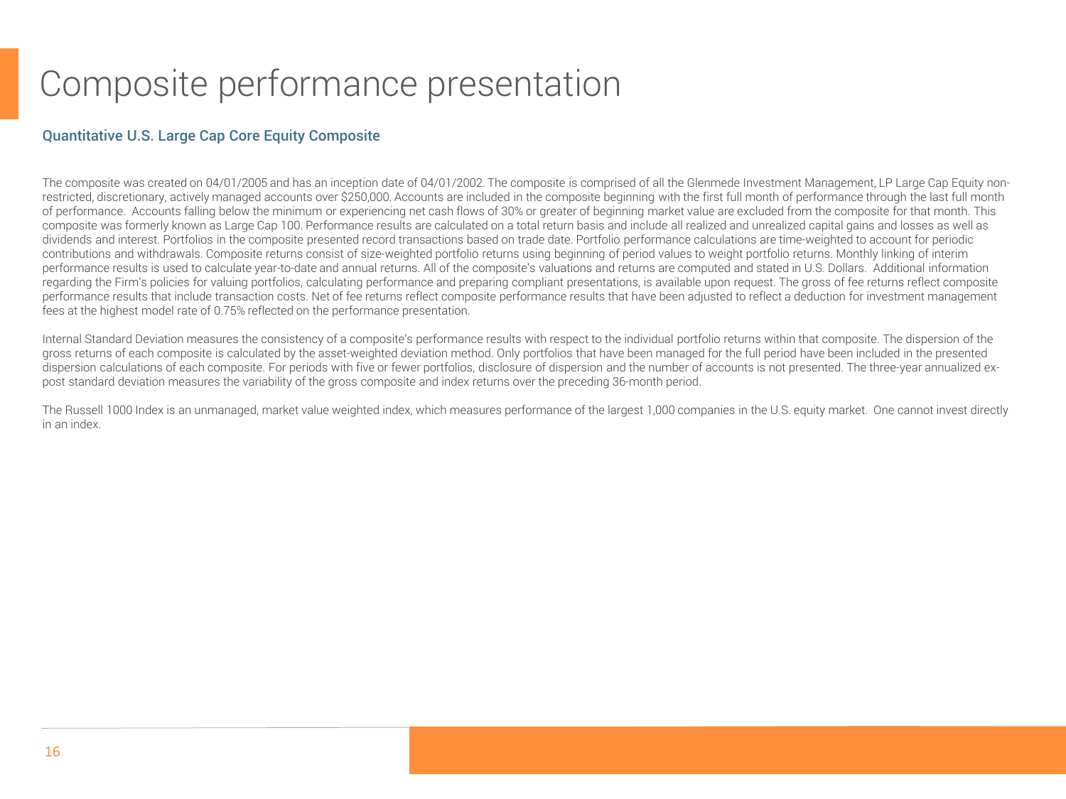# Composite performance presentation

## Quantitative U.S. Large Cap Core Equity Composite

The composite was created on 04/01/2005 and has an inception date of 04/01/2002. The composite is comprised of all the Glenmede Investment Management, LP Large Cap Equity non-restricted, discretionary, actively managed accounts over $250,000. Accounts are included in the composite beginning with the first full month of performance through the last full month of performance. Accounts falling below the minimum or experiencing net cash flows of 30% or greater of beginning market value are excluded from the composite for that month. This composite was formerly known as Large Cap 100. Performance results are calculated on a total return basis and include all realized and unrealized capital gains and losses as well as dividends and interest. Portfolios in the composite presented record transactions based on trade date. Portfolio performance calculations are time-weighted to account for periodic contributions and withdrawals. Composite returns consist of size-weighted portfolio returns using beginning of period values to weight portfolio returns. Monthly linking of interim performance results is used to calculate year-to-date and annual returns. All of the composite's valuations and returns are computed and stated in U.S. Dollars. Additional information regarding the Firm's policies for valuing portfolios, calculating performance and preparing compliant presentations, is available upon request. The gross of fee returns reflect composite performance results that include transaction costs. Net of fee returns reflect composite performance results that have been adjusted to reflect a deduction for investment management fees at the highest model rate of 0.75% reflected on the performance presentation.

Internal Standard Deviation measures the consistency of a composite's performance results with respect to the individual portfolio returns within that composite. The dispersion of the gross returns of each composite is calculated by the asset-weighted deviation method. Only portfolios that have been managed for the full period have been included in the presented dispersion calculations of each composite. For periods with five or fewer portfolios, disclosure of dispersion and the number of accounts is not presented. The three-year annualized ex-post standard deviation measures the variability of the gross composite and index returns over the preceding 36-month period.

The Russell 1000 Index is an unmanaged, market value weighted index, which measures performance of the largest 1,000 companies in the U.S. equity market. One cannot invest directly in an index.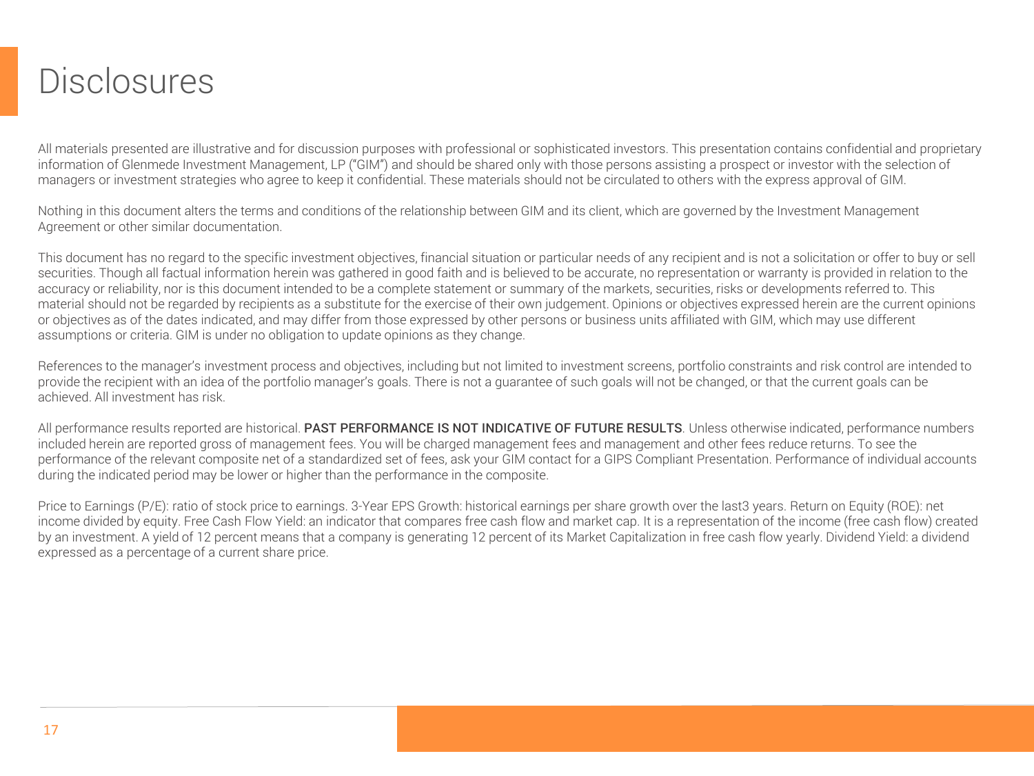# Disclosures

All materials presented are illustrative and for discussion purposes with professional or sophisticated investors. This presentation contains confidential and proprietary information of Glenmede Investment Management, LP ("GIM") and should be shared only with those persons assisting a prospect or investor with the selection of managers or investment strategies who agree to keep it confidential. These materials should not be circulated to others with the express approval of GIM.

Nothing in this document alters the terms and conditions of the relationship between GIM and its client, which are governed by the Investment Management Agreement or other similar documentation.

This document has no regard to the specific investment objectives, financial situation or particular needs of any recipient and is not a solicitation or offer to buy or sell securities. Though all factual information herein was gathered in good faith and is believed to be accurate, no representation or warranty is provided in relation to the accuracy or reliability, nor is this document intended to be a complete statement or summary of the markets, securities, risks or developments referred to. This material should not be regarded by recipients as a substitute for the exercise of their own judgement. Opinions or objectives expressed herein are the current opinions or objectives as of the dates indicated, and may differ from those expressed by other persons or business units affiliated with GIM, which may use different assumptions or criteria. GIM is under no obligation to update opinions as they change.

References to the manager's investment process and objectives, including but not limited to investment screens, portfolio constraints and risk control are intended to provide the recipient with an idea of the portfolio manager's goals. There is not a guarantee of such goals will not be changed, or that the current goals can be achieved. All investment has risk.

All performance results reported are historical. PAST PERFORMANCE IS NOT INDICATIVE OF FUTURE RESULTS. Unless otherwise indicated, performance numbers included herein are reported gross of management fees. You will be charged management fees and management and other fees reduce returns. To see the performance of the relevant composite net of a standardized set of fees, ask your GIM contact for a GIPS Compliant Presentation. Performance of individual accounts during the indicated period may be lower or higher than the performance in the composite.

Price to Earnings (P/E): ratio of stock price to earnings. 3-Year EPS Growth: historical earnings per share growth over the last3 years. Return on Equity (ROE): net income divided by equity. Free Cash Flow Yield: an indicator that compares free cash flow and market cap. It is a representation of the income (free cash flow) created by an investment. A yield of 12 percent means that a company is generating 12 percent of its Market Capitalization in free cash flow yearly. Dividend Yield: a dividend expressed as a percentage of a current share price.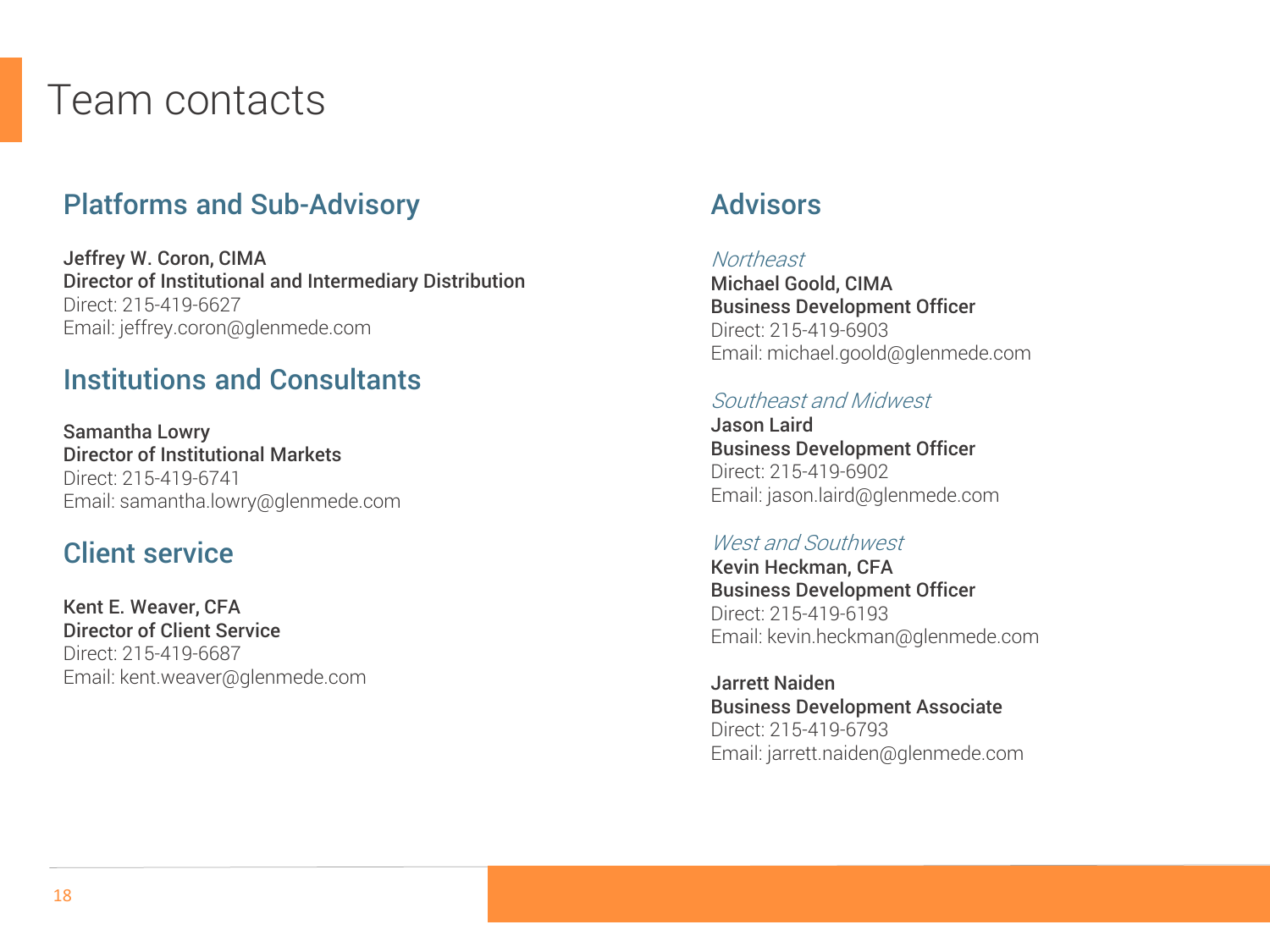# Team contacts

## Platforms and Sub-Advisory

**Jeffrey W. Coron, CIMA**
**Director of Institutional and Intermediary Distribution**
Direct: 215-419-6627
Email: jeffrey.coron@glenmede.com

## Institutions and Consultants

**Samantha Lowry**
**Director of Institutional Markets**
Direct: 215-419-6741
Email: samantha.lowry@glenmede.com

## Client service

**Kent E. Weaver, CFA**
**Director of Client Service**
Direct: 215-419-6687
Email: kent.weaver@glenmede.com

## Advisors

*Northeast*
**Michael Goold, CIMA**
**Business Development Officer**
Direct: 215-419-6903
Email: michael.goold@glenmede.com

*Southeast and Midwest*
**Jason Laird**
**Business Development Officer**
Direct: 215-419-6902
Email: jason.laird@glenmede.com

*West and Southwest*
**Kevin Heckman, CFA**
**Business Development Officer**
Direct: 215-419-6193
Email: kevin.heckman@glenmede.com

**Jarrett Naiden**
**Business Development Associate**
Direct: 215-419-6793
Email: jarrett.naiden@glenmede.com